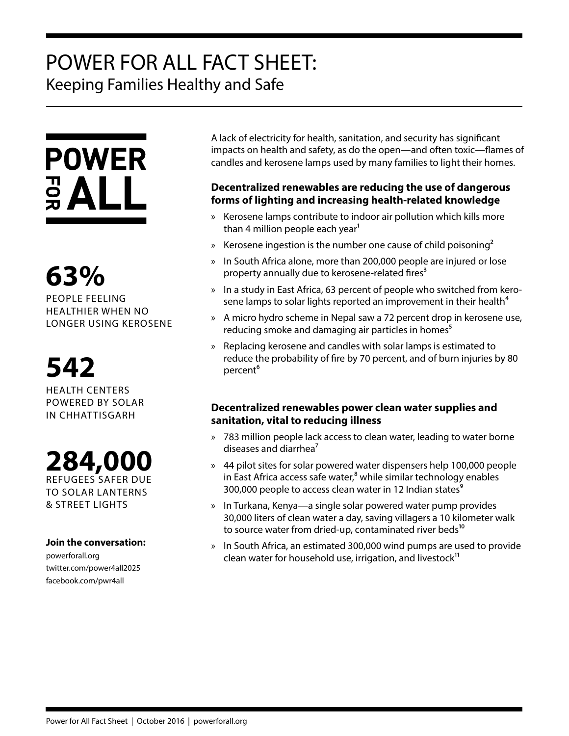# POWER FOR ALL FACT SHEET:

## Keeping Families Healthy and Safe

POWER FOR ALL

**63%**

PEOPLE FEELING HEALTHIER WHEN NO LONGER USING KEROSENE

**542**

HEALTH CENTERS POWERED BY SOLAR IN CHHATTISGARH

**284,000**

REFUGEES SAFER DUE TO SOLAR LANTERNS & STREET LIGHTS

**Join the conversation:**

powerforall.org
twitter.com/power4all2025
facebook.com/pwr4all

A lack of electricity for health, sanitation, and security has significant impacts on health and safety, as do the open—and often toxic—flames of candles and kerosene lamps used by many families to light their homes.

### Decentralized renewables are reducing the use of dangerous forms of lighting and increasing health-related knowledge

- Kerosene lamps contribute to indoor air pollution which kills more than 4 million people each year[1]
- Kerosene ingestion is the number one cause of child poisoning[2]
- In South Africa alone, more than 200,000 people are injured or lose property annually due to kerosene-related fires[3]
- In a study in East Africa, 63 percent of people who switched from kerosene lamps to solar lights reported an improvement in their health[4]
- A micro hydro scheme in Nepal saw a 72 percent drop in kerosene use, reducing smoke and damaging air particles in homes[5]
- Replacing kerosene and candles with solar lamps is estimated to reduce the probability of fire by 70 percent, and of burn injuries by 80 percent[6]

### Decentralized renewables power clean water supplies and sanitation, vital to reducing illness

- 783 million people lack access to clean water, leading to water borne diseases and diarrhea[7]
- 44 pilot sites for solar powered water dispensers help 100,000 people in East Africa access safe water,[8] while similar technology enables 300,000 people to access clean water in 12 Indian states[9]
- In Turkana, Kenya—a single solar powered water pump provides 30,000 liters of clean water a day, saving villagers a 10 kilometer walk to source water from dried-up, contaminated river beds[10]
- In South Africa, an estimated 300,000 wind pumps are used to provide clean water for household use, irrigation, and livestock[11]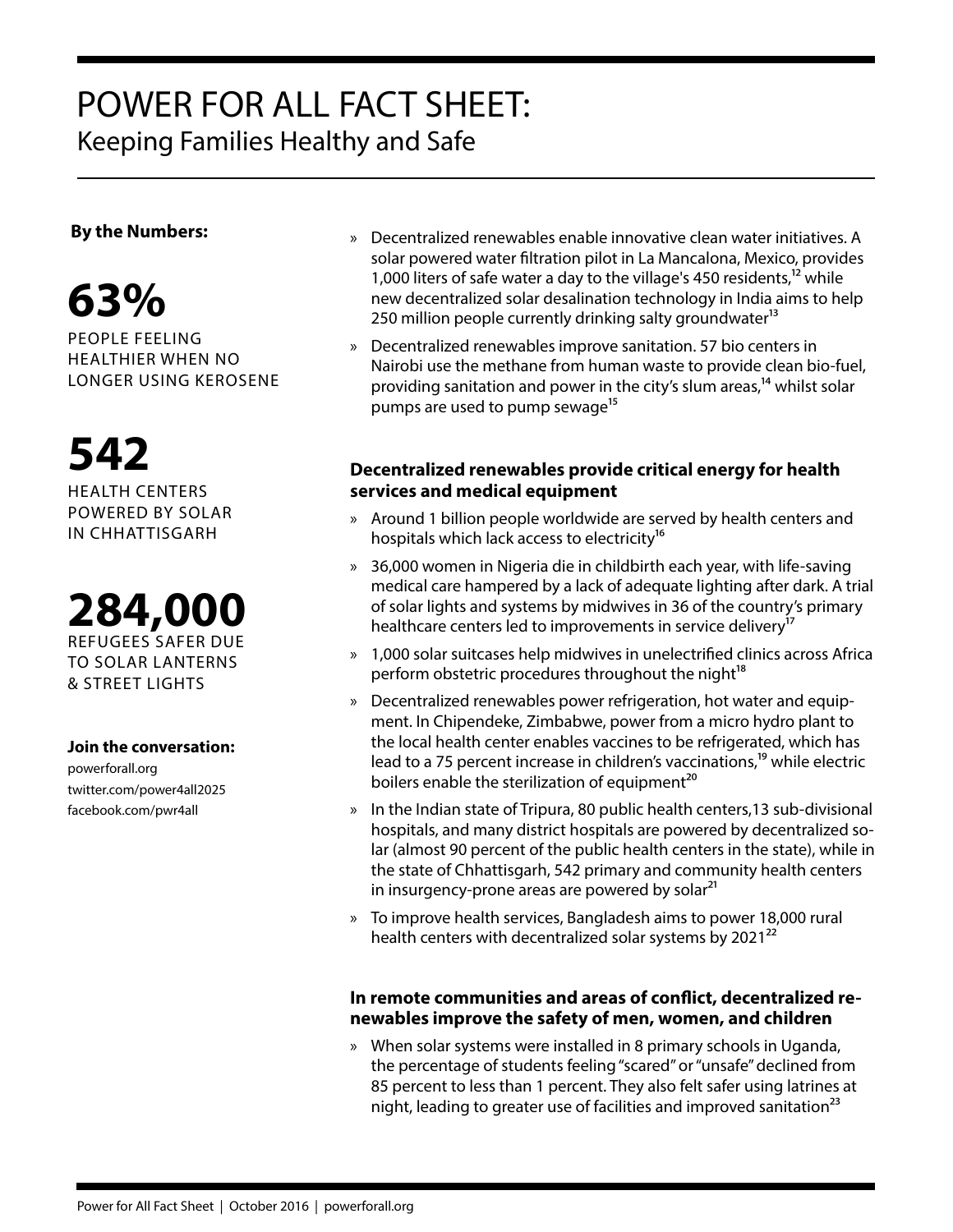# POWER FOR ALL FACT SHEET:

## Keeping Families Healthy and Safe

**By the Numbers:**

**63%**
PEOPLE FEELING HEALTHIER WHEN NO LONGER USING KEROSENE

**542**
HEALTH CENTERS POWERED BY SOLAR IN CHHATTISGARH

**284,000**
REFUGEES SAFER DUE TO SOLAR LANTERNS & STREET LIGHTS

**Join the conversation:**
powerforall.org
twitter.com/power4all2025
facebook.com/pwr4all

- Decentralized renewables enable innovative clean water initiatives. A solar powered water filtration pilot in La Mancalona, Mexico, provides 1,000 liters of safe water a day to the village's 450 residents,[12] while new decentralized solar desalination technology in India aims to help 250 million people currently drinking salty groundwater[13]
- Decentralized renewables improve sanitation. 57 bio centers in Nairobi use the methane from human waste to provide clean bio-fuel, providing sanitation and power in the city's slum areas,[14] whilst solar pumps are used to pump sewage[15]

### Decentralized renewables provide critical energy for health services and medical equipment

- Around 1 billion people worldwide are served by health centers and hospitals which lack access to electricity[16]
- 36,000 women in Nigeria die in childbirth each year, with life-saving medical care hampered by a lack of adequate lighting after dark. A trial of solar lights and systems by midwives in 36 of the country's primary healthcare centers led to improvements in service delivery[17]
- 1,000 solar suitcases help midwives in unelectrified clinics across Africa perform obstetric procedures throughout the night[18]
- Decentralized renewables power refrigeration, hot water and equipment. In Chipendeke, Zimbabwe, power from a micro hydro plant to the local health center enables vaccines to be refrigerated, which has lead to a 75 percent increase in children's vaccinations,[19] while electric boilers enable the sterilization of equipment[20]
- In the Indian state of Tripura, 80 public health centers,13 sub-divisional hospitals, and many district hospitals are powered by decentralized solar (almost 90 percent of the public health centers in the state), while in the state of Chhattisgarh, 542 primary and community health centers in insurgency-prone areas are powered by solar[21]
- To improve health services, Bangladesh aims to power 18,000 rural health centers with decentralized solar systems by 2021[22]

### In remote communities and areas of conflict, decentralized renewables improve the safety of men, women, and children

- When solar systems were installed in 8 primary schools in Uganda, the percentage of students feeling "scared" or "unsafe" declined from 85 percent to less than 1 percent. They also felt safer using latrines at night, leading to greater use of facilities and improved sanitation[23]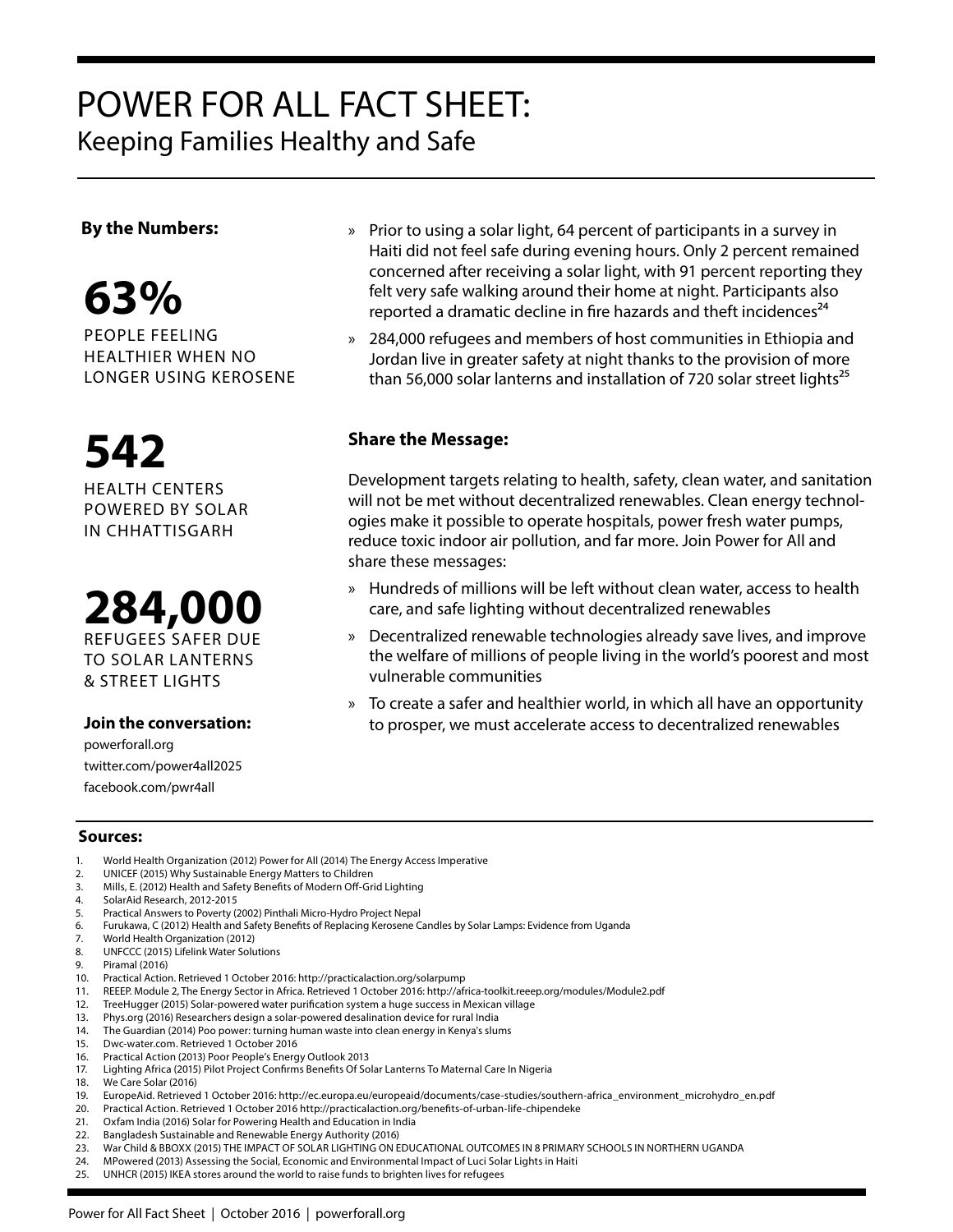# POWER FOR ALL FACT SHEET:

## Keeping Families Healthy and Safe

**By the Numbers:**

**63%**

PEOPLE FEELING HEALTHIER WHEN NO LONGER USING KEROSENE

**542**

HEALTH CENTERS POWERED BY SOLAR IN CHHATTISGARH

**284,000**

REFUGEES SAFER DUE TO SOLAR LANTERNS & STREET LIGHTS

**Join the conversation:**

powerforall.org
twitter.com/power4all2025
facebook.com/pwr4all

» Prior to using a solar light, 64 percent of participants in a survey in Haiti did not feel safe during evening hours. Only 2 percent remained concerned after receiving a solar light, with 91 percent reporting they felt very safe walking around their home at night. Participants also reported a dramatic decline in fire hazards and theft incidences[24]

» 284,000 refugees and members of host communities in Ethiopia and Jordan live in greater safety at night thanks to the provision of more than 56,000 solar lanterns and installation of 720 solar street lights[25]

**Share the Message:**

Development targets relating to health, safety, clean water, and sanitation will not be met without decentralized renewables. Clean energy technologies make it possible to operate hospitals, power fresh water pumps, reduce toxic indoor air pollution, and far more. Join Power for All and share these messages:

» Hundreds of millions will be left without clean water, access to health care, and safe lighting without decentralized renewables

» Decentralized renewable technologies already save lives, and improve the welfare of millions of people living in the world's poorest and most vulnerable communities

» To create a safer and healthier world, in which all have an opportunity to prosper, we must accelerate access to decentralized renewables

**Sources:**

1. World Health Organization (2012) Power for All (2014) The Energy Access Imperative
2. UNICEF (2015) Why Sustainable Energy Matters to Children
3. Mills, E. (2012) Health and Safety Benefits of Modern Off-Grid Lighting
4. SolarAid Research, 2012-2015
5. Practical Answers to Poverty (2002) Pinthali Micro-Hydro Project Nepal
6. Furukawa, C (2012) Health and Safety Benefits of Replacing Kerosene Candles by Solar Lamps: Evidence from Uganda
7. World Health Organization (2012)
8. UNFCCC (2015) Lifelink Water Solutions
9. Piramal (2016)
10. Practical Action. Retrieved 1 October 2016: http://practicalaction.org/solarpump
11. REEEP. Module 2, The Energy Sector in Africa. Retrieved 1 October 2016: http://africa-toolkit.reeep.org/modules/Module2.pdf
12. TreeHugger (2015) Solar-powered water purification system a huge success in Mexican village
13. Phys.org (2016) Researchers design a solar-powered desalination device for rural India
14. The Guardian (2014) Poo power: turning human waste into clean energy in Kenya's slums
15. Dwc-water.com. Retrieved 1 October 2016
16. Practical Action (2013) Poor People's Energy Outlook 2013
17. Lighting Africa (2015) Pilot Project Confirms Benefits Of Solar Lanterns To Maternal Care In Nigeria
18. We Care Solar (2016)
19. EuropeAid. Retrieved 1 October 2016: http://ec.europa.eu/europeaid/documents/case-studies/southern-africa_environment_microhydro_en.pdf
20. Practical Action. Retrieved 1 October 2016 http://practicalaction.org/benefits-of-urban-life-chipendeke
21. Oxfam India (2016) Solar for Powering Health and Education in India
22. Bangladesh Sustainable and Renewable Energy Authority (2016)
23. War Child & BBOXX (2015) THE IMPACT OF SOLAR LIGHTING ON EDUCATIONAL OUTCOMES IN 8 PRIMARY SCHOOLS IN NORTHERN UGANDA
24. MPowered (2013) Assessing the Social, Economic and Environmental Impact of Luci Solar Lights in Haiti
25. UNHCR (2015) IKEA stores around the world to raise funds to brighten lives for refugees